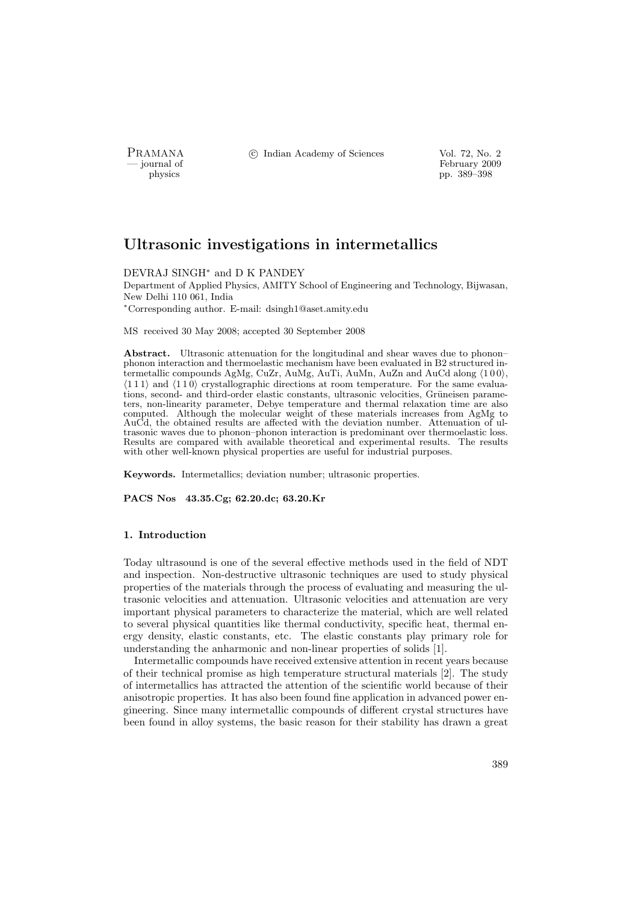# Ultrasonic investigations in intermetallics

DEVRAJ SINGH* and D K PANDEY

Department of Applied Physics, AMITY School of Engineering and Technology, Bijwasan, New Delhi 110 061, India

*Corresponding author. E-mail: dsingh1@aset.amity.edu

MS received 30 May 2008; accepted 30 September 2008

**Abstract.** Ultrasonic attenuation for the longitudinal and shear waves due to phonon–phonon interaction and thermoelastic mechanism have been evaluated in B2 structured intermetallic compounds AgMg, CuZr, AuMg, AuTi, AuMn, AuZn and AuCd along $\langle 1\,0\,0\rangle$, $\langle 1\,1\,1\rangle$ and $\langle 1\,1\,0\rangle$ crystallographic directions at room temperature. For the same evaluations, second- and third-order elastic constants, ultrasonic velocities, Grüneisen parameters, non-linearity parameter, Debye temperature and thermal relaxation time are also computed. Although the molecular weight of these materials increases from AgMg to AuCd, the obtained results are affected with the deviation number. Attenuation of ultrasonic waves due to phonon–phonon interaction is predominant over thermoelastic loss. Results are compared with available theoretical and experimental results. The results with other well-known physical properties are useful for industrial purposes.

**Keywords.** Intermetallics; deviation number; ultrasonic properties.

**PACS Nos 43.35.Cg; 62.20.dc; 63.20.Kr**

## 1. Introduction

Today ultrasound is one of the several effective methods used in the field of NDT and inspection. Non-destructive ultrasonic techniques are used to study physical properties of the materials through the process of evaluating and measuring the ultrasonic velocities and attenuation. Ultrasonic velocities and attenuation are very important physical parameters to characterize the material, which are well related to several physical quantities like thermal conductivity, specific heat, thermal energy density, elastic constants, etc. The elastic constants play primary role for understanding the anharmonic and non-linear properties of solids [1].

Intermetallic compounds have received extensive attention in recent years because of their technical promise as high temperature structural materials [2]. The study of intermetallics has attracted the attention of the scientific world because of their anisotropic properties. It has also been found fine application in advanced power engineering. Since many intermetallic compounds of different crystal structures have been found in alloy systems, the basic reason for their stability has drawn a great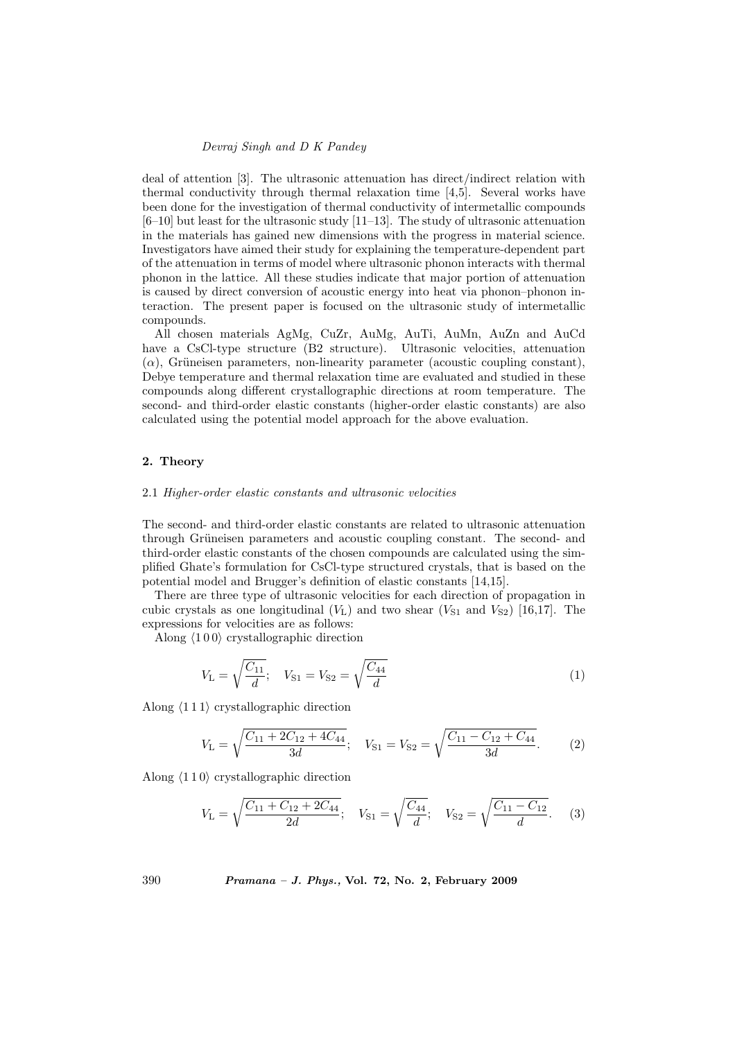deal of attention [3]. The ultrasonic attenuation has direct/indirect relation with thermal conductivity through thermal relaxation time [4,5]. Several works have been done for the investigation of thermal conductivity of intermetallic compounds [6–10] but least for the ultrasonic study [11–13]. The study of ultrasonic attenuation in the materials has gained new dimensions with the progress in material science. Investigators have aimed their study for explaining the temperature-dependent part of the attenuation in terms of model where ultrasonic phonon interacts with thermal phonon in the lattice. All these studies indicate that major portion of attenuation is caused by direct conversion of acoustic energy into heat via phonon–phonon interaction. The present paper is focused on the ultrasonic study of intermetallic compounds.

All chosen materials AgMg, CuZr, AuMg, AuTi, AuMn, AuZn and AuCd have a CsCl-type structure (B2 structure). Ultrasonic velocities, attenuation ($\alpha$), Grüneisen parameters, non-linearity parameter (acoustic coupling constant), Debye temperature and thermal relaxation time are evaluated and studied in these compounds along different crystallographic directions at room temperature. The second- and third-order elastic constants (higher-order elastic constants) are also calculated using the potential model approach for the above evaluation.

## 2. Theory

### 2.1 *Higher-order elastic constants and ultrasonic velocities*

The second- and third-order elastic constants are related to ultrasonic attenuation through Grüneisen parameters and acoustic coupling constant. The second- and third-order elastic constants of the chosen compounds are calculated using the simplified Ghate's formulation for CsCl-type structured crystals, that is based on the potential model and Brugger's definition of elastic constants [14,15].

There are three type of ultrasonic velocities for each direction of propagation in cubic crystals as one longitudinal ($V_{\mathrm{L}}$) and two shear ($V_{\mathrm{S1}}$ and $V_{\mathrm{S2}}$) [16,17]. The expressions for velocities are as follows:

Along $\langle 1\,0\,0\rangle$ crystallographic direction

$$V_{\mathrm{L}} = \sqrt{\frac{C_{11}}{d}}; \quad V_{\mathrm{S1}} = V_{\mathrm{S2}} = \sqrt{\frac{C_{44}}{d}} \tag{1}$$

Along $\langle 1\,1\,1\rangle$ crystallographic direction

$$V_{\mathrm{L}} = \sqrt{\frac{C_{11} + 2C_{12} + 4C_{44}}{3d}}; \quad V_{\mathrm{S1}} = V_{\mathrm{S2}} = \sqrt{\frac{C_{11} - C_{12} + C_{44}}{3d}}. \tag{2}$$

Along $\langle 1\,1\,0\rangle$ crystallographic direction

$$V_{\mathrm{L}} = \sqrt{\frac{C_{11} + C_{12} + 2C_{44}}{2d}}; \quad V_{\mathrm{S1}} = \sqrt{\frac{C_{44}}{d}}; \quad V_{\mathrm{S2}} = \sqrt{\frac{C_{11} - C_{12}}{d}}. \tag{3}$$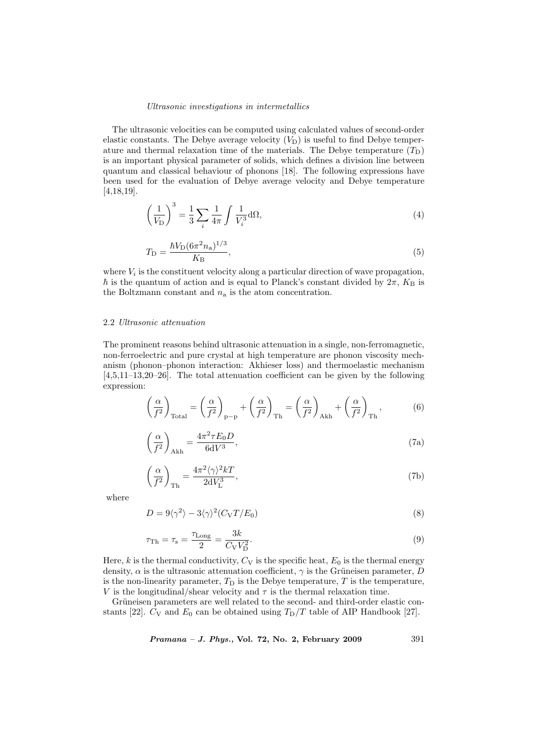The ultrasonic velocities can be computed using calculated values of second-order elastic constants. The Debye average velocity ($V_\mathrm{D}$) is useful to find Debye temperature and thermal relaxation time of the materials. The Debye temperature ($T_\mathrm{D}$) is an important physical parameter of solids, which defines a division line between quantum and classical behaviour of phonons [18]. The following expressions have been used for the evaluation of Debye average velocity and Debye temperature [4,18,19].

$$\left(\frac{1}{V_\mathrm{D}}\right)^3 = \frac{1}{3}\sum_i \frac{1}{4\pi}\int \frac{1}{V_i^3}\mathrm{d}\Omega, \tag{4}$$

$$T_\mathrm{D} = \frac{\hbar V_\mathrm{D}(6\pi^2 n_\mathrm{a})^{1/3}}{K_\mathrm{B}}, \tag{5}$$

where $V_i$ is the constituent velocity along a particular direction of wave propagation, $\hbar$ is the quantum of action and is equal to Planck's constant divided by $2\pi$, $K_\mathrm{B}$ is the Boltzmann constant and $n_\mathrm{a}$ is the atom concentration.

### 2.2 *Ultrasonic attenuation*

The prominent reasons behind ultrasonic attenuation in a single, non-ferromagnetic, non-ferroelectric and pure crystal at high temperature are phonon viscosity mechanism (phonon–phonon interaction: Akhieser loss) and thermoelastic mechanism [4,5,11–13,20–26]. The total attenuation coefficient can be given by the following expression:

$$\left(\frac{\alpha}{f^2}\right)_\mathrm{Total} = \left(\frac{\alpha}{f^2}\right)_\mathrm{p-p} + \left(\frac{\alpha}{f^2}\right)_\mathrm{Th} = \left(\frac{\alpha}{f^2}\right)_\mathrm{Akh} + \left(\frac{\alpha}{f^2}\right)_\mathrm{Th}, \tag{6}$$

$$\left(\frac{\alpha}{f^2}\right)_\mathrm{Akh} = \frac{4\pi^2 \tau E_0 D}{6\mathrm{d}V^3}, \tag{7a}$$

$$\left(\frac{\alpha}{f^2}\right)_\mathrm{Th} = \frac{4\pi^2 \langle\gamma\rangle^2 kT}{2\mathrm{d}V_\mathrm{L}^3}, \tag{7b}$$

where

$$D = 9\langle\gamma^2\rangle - 3\langle\gamma\rangle^2 (C_\mathrm{V} T/E_0) \tag{8}$$

$$\tau_\mathrm{Th} = \tau_\mathrm{s} = \frac{\tau_\mathrm{Long}}{2} = \frac{3k}{C_\mathrm{V} V_\mathrm{D}^2}. \tag{9}$$

Here, $k$ is the thermal conductivity, $C_\mathrm{V}$ is the specific heat, $E_0$ is the thermal energy density, $\alpha$ is the ultrasonic attenuation coefficient, $\gamma$ is the Grüneisen parameter, $D$ is the non-linearity parameter, $T_\mathrm{D}$ is the Debye temperature, $T$ is the temperature, $V$ is the longitudinal/shear velocity and $\tau$ is the thermal relaxation time.

Grüneisen parameters are well related to the second- and third-order elastic constants [22]. $C_\mathrm{V}$ and $E_0$ can be obtained using $T_\mathrm{D}/T$ table of AIP Handbook [27].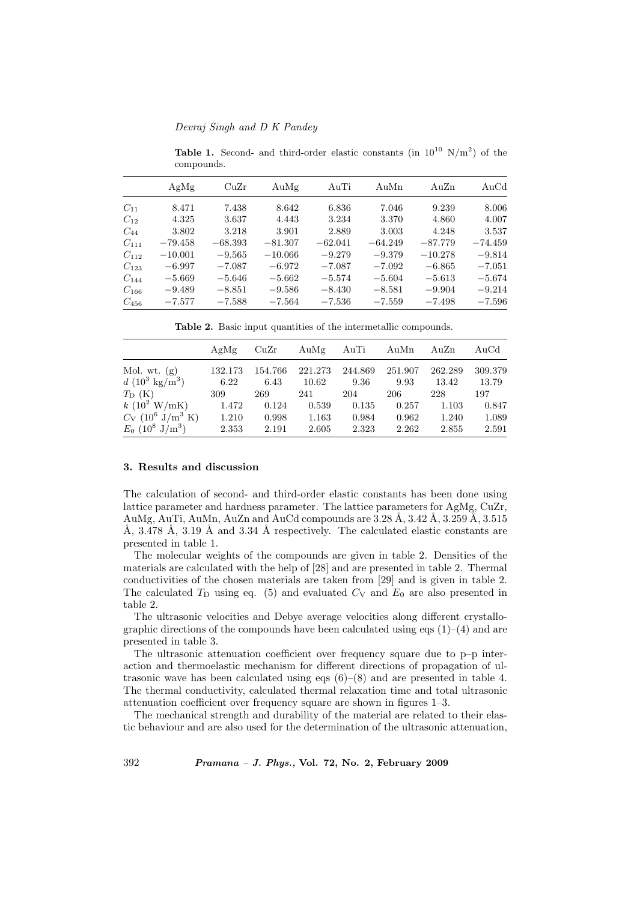**Table 1.** Second- and third-order elastic constants (in $10^{10}$ N/m$^2$) of the compounds.

| | AgMg | CuZr | AuMg | AuTi | AuMn | AuZn | AuCd |
|---|---|---|---|---|---|---|---|
| $C_{11}$ | 8.471 | 7.438 | 8.642 | 6.836 | 7.046 | 9.239 | 8.006 |
| $C_{12}$ | 4.325 | 3.637 | 4.443 | 3.234 | 3.370 | 4.860 | 4.007 |
| $C_{44}$ | 3.802 | 3.218 | 3.901 | 2.889 | 3.003 | 4.248 | 3.537 |
| $C_{111}$ | −79.458 | −68.393 | −81.307 | −62.041 | −64.249 | −87.779 | −74.459 |
| $C_{112}$ | −10.001 | −9.565 | −10.066 | −9.279 | −9.379 | −10.278 | −9.814 |
| $C_{123}$ | −6.997 | −7.087 | −6.972 | −7.087 | −7.092 | −6.865 | −7.051 |
| $C_{144}$ | −5.669 | −5.646 | −5.662 | −5.574 | −5.604 | −5.613 | −5.674 |
| $C_{166}$ | −9.489 | −8.851 | −9.586 | −8.430 | −8.581 | −9.904 | −9.214 |
| $C_{456}$ | −7.577 | −7.588 | −7.564 | −7.536 | −7.559 | −7.498 | −7.596 |

**Table 2.** Basic input quantities of the intermetallic compounds.

| | AgMg | CuZr | AuMg | AuTi | AuMn | AuZn | AuCd |
|---|---|---|---|---|---|---|---|
| Mol. wt. (g) | 132.173 | 154.766 | 221.273 | 244.869 | 251.907 | 262.289 | 309.379 |
| $d$ ($10^3$ kg/m$^3$) | 6.22 | 6.43 | 10.62 | 9.36 | 9.93 | 13.42 | 13.79 |
| $T_{\rm D}$ (K) | 309 | 269 | 241 | 204 | 206 | 228 | 197 |
| $k$ ($10^2$ W/mK) | 1.472 | 0.124 | 0.539 | 0.135 | 0.257 | 1.103 | 0.847 |
| $C_{\rm V}$ ($10^6$ J/m$^3$ K) | 1.210 | 0.998 | 1.163 | 0.984 | 0.962 | 1.240 | 1.089 |
| $E_0$ ($10^8$ J/m$^3$) | 2.353 | 2.191 | 2.605 | 2.323 | 2.262 | 2.855 | 2.591 |

## 3. Results and discussion

The calculation of second- and third-order elastic constants has been done using lattice parameter and hardness parameter. The lattice parameters for AgMg, CuZr, AuMg, AuTi, AuMn, AuZn and AuCd compounds are 3.28 Å, 3.42 Å, 3.259 Å, 3.515 Å, 3.478 Å, 3.19 Å and 3.34 Å respectively. The calculated elastic constants are presented in table 1.

The molecular weights of the compounds are given in table 2. Densities of the materials are calculated with the help of [28] and are presented in table 2. Thermal conductivities of the chosen materials are taken from [29] and is given in table 2. The calculated $T_{\rm D}$ using eq. (5) and evaluated $C_{\rm V}$ and $E_0$ are also presented in table 2.

The ultrasonic velocities and Debye average velocities along different crystallographic directions of the compounds have been calculated using eqs (1)–(4) and are presented in table 3.

The ultrasonic attenuation coefficient over frequency square due to p–p interaction and thermoelastic mechanism for different directions of propagation of ultrasonic wave has been calculated using eqs (6)–(8) and are presented in table 4. The thermal conductivity, calculated thermal relaxation time and total ultrasonic attenuation coefficient over frequency square are shown in figures 1–3.

The mechanical strength and durability of the material are related to their elastic behaviour and are also used for the determination of the ultrasonic attenuation,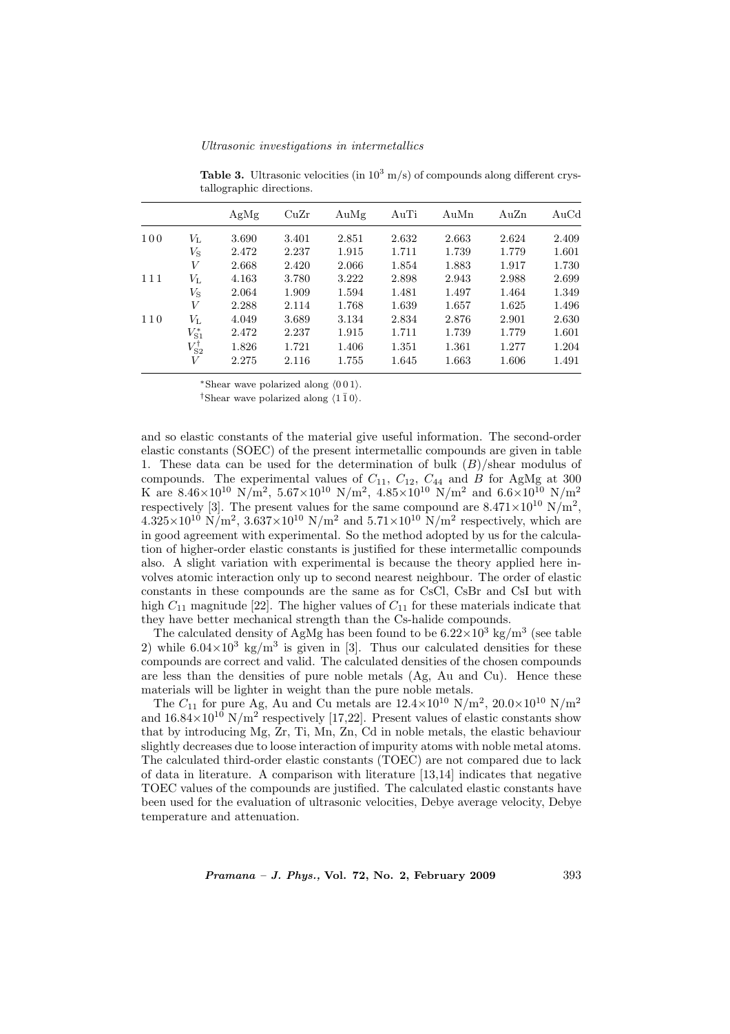**Table 3.** Ultrasonic velocities (in $10^3$ m/s) of compounds along different crystallographic directions.

| | | AgMg | CuZr | AuMg | AuTi | AuMn | AuZn | AuCd |
|---|---|---|---|---|---|---|---|---|
| 1 0 0 | $V_L$ | 3.690 | 3.401 | 2.851 | 2.632 | 2.663 | 2.624 | 2.409 |
| | $V_S$ | 2.472 | 2.237 | 1.915 | 1.711 | 1.739 | 1.779 | 1.601 |
| | $V$ | 2.668 | 2.420 | 2.066 | 1.854 | 1.883 | 1.917 | 1.730 |
| 1 1 1 | $V_L$ | 4.163 | 3.780 | 3.222 | 2.898 | 2.943 | 2.988 | 2.699 |
| | $V_S$ | 2.064 | 1.909 | 1.594 | 1.481 | 1.497 | 1.464 | 1.349 |
| | $V$ | 2.288 | 2.114 | 1.768 | 1.639 | 1.657 | 1.625 | 1.496 |
| 1 1 0 | $V_L$ | 4.049 | 3.689 | 3.134 | 2.834 | 2.876 | 2.901 | 2.630 |
| | $V_{S1}^{*}$ | 2.472 | 2.237 | 1.915 | 1.711 | 1.739 | 1.779 | 1.601 |
| | $V_{S2}^{\dagger}$ | 1.826 | 1.721 | 1.406 | 1.351 | 1.361 | 1.277 | 1.204 |
| | $V$ | 2.275 | 2.116 | 1.755 | 1.645 | 1.663 | 1.606 | 1.491 |

$^*$Shear wave polarized along $\langle 0\,0\,1\rangle$.

$^\dagger$Shear wave polarized along $\langle 1\,\bar{1}\,0\rangle$.

and so elastic constants of the material give useful information. The second-order elastic constants (SOEC) of the present intermetallic compounds are given in table 1. These data can be used for the determination of bulk ($B$)/shear modulus of compounds. The experimental values of $C_{11}$, $C_{12}$, $C_{44}$ and $B$ for AgMg at 300 K are $8.46\times10^{10}$ N/m$^2$, $5.67\times10^{10}$ N/m$^2$, $4.85\times10^{10}$ N/m$^2$ and $6.6\times10^{10}$ N/m$^2$ respectively [3]. The present values for the same compound are $8.471\times10^{10}$ N/m$^2$, $4.325\times10^{10}$ N/m$^2$, $3.637\times10^{10}$ N/m$^2$ and $5.71\times10^{10}$ N/m$^2$ respectively, which are in good agreement with experimental. So the method adopted by us for the calculation of higher-order elastic constants is justified for these intermetallic compounds also. A slight variation with experimental is because the theory applied here involves atomic interaction only up to second nearest neighbour. The order of elastic constants in these compounds are the same as for CsCl, CsBr and CsI but with high $C_{11}$ magnitude [22]. The higher values of $C_{11}$ for these materials indicate that they have better mechanical strength than the Cs-halide compounds.

The calculated density of AgMg has been found to be $6.22\times10^3$ kg/m$^3$ (see table 2) while $6.04\times10^3$ kg/m$^3$ is given in [3]. Thus our calculated densities for these compounds are correct and valid. The calculated densities of the chosen compounds are less than the densities of pure noble metals (Ag, Au and Cu). Hence these materials will be lighter in weight than the pure noble metals.

The $C_{11}$ for pure Ag, Au and Cu metals are $12.4\times10^{10}$ N/m$^2$, $20.0\times10^{10}$ N/m$^2$ and $16.84\times10^{10}$ N/m$^2$ respectively [17,22]. Present values of elastic constants show that by introducing Mg, Zr, Ti, Mn, Zn, Cd in noble metals, the elastic behaviour slightly decreases due to loose interaction of impurity atoms with noble metal atoms. The calculated third-order elastic constants (TOEC) are not compared due to lack of data in literature. A comparison with literature [13,14] indicates that negative TOEC values of the compounds are justified. The calculated elastic constants have been used for the evaluation of ultrasonic velocities, Debye average velocity, Debye temperature and attenuation.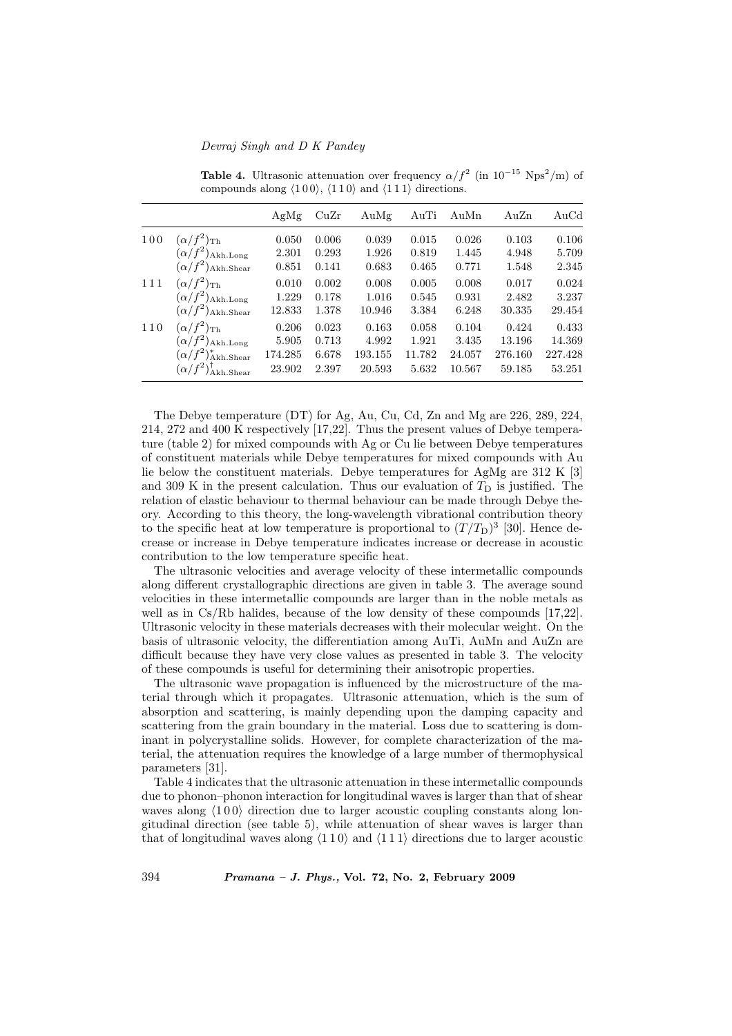**Table 4.** Ultrasonic attenuation over frequency $\alpha/f^2$ (in $10^{-15}$ Nps$^2$/m) of compounds along $\langle 1\,0\,0\rangle$, $\langle 1\,1\,0\rangle$ and $\langle 1\,1\,1\rangle$ directions.

| | | AgMg | CuZr | AuMg | AuTi | AuMn | AuZn | AuCd |
|---|---|---|---|---|---|---|---|---|
| 100 | $(\alpha/f^2)_{\mathrm{Th}}$ | 0.050 | 0.006 | 0.039 | 0.015 | 0.026 | 0.103 | 0.106 |
| | $(\alpha/f^2)_{\mathrm{Akh.Long}}$ | 2.301 | 0.293 | 1.926 | 0.819 | 1.445 | 4.948 | 5.709 |
| | $(\alpha/f^2)_{\mathrm{Akh.Shear}}$ | 0.851 | 0.141 | 0.683 | 0.465 | 0.771 | 1.548 | 2.345 |
| 111 | $(\alpha/f^2)_{\mathrm{Th}}$ | 0.010 | 0.002 | 0.008 | 0.005 | 0.008 | 0.017 | 0.024 |
| | $(\alpha/f^2)_{\mathrm{Akh.Long}}$ | 1.229 | 0.178 | 1.016 | 0.545 | 0.931 | 2.482 | 3.237 |
| | $(\alpha/f^2)_{\mathrm{Akh.Shear}}$ | 12.833 | 1.378 | 10.946 | 3.384 | 6.248 | 30.335 | 29.454 |
| 110 | $(\alpha/f^2)_{\mathrm{Th}}$ | 0.206 | 0.023 | 0.163 | 0.058 | 0.104 | 0.424 | 0.433 |
| | $(\alpha/f^2)_{\mathrm{Akh.Long}}$ | 5.905 | 0.713 | 4.992 | 1.921 | 3.435 | 13.196 | 14.369 |
| | $(\alpha/f^2)^{*}_{\mathrm{Akh.Shear}}$ | 174.285 | 6.678 | 193.155 | 11.782 | 24.057 | 276.160 | 227.428 |
| | $(\alpha/f^2)^{\dagger}_{\mathrm{Akh.Shear}}$ | 23.902 | 2.397 | 20.593 | 5.632 | 10.567 | 59.185 | 53.251 |

The Debye temperature (DT) for Ag, Au, Cu, Cd, Zn and Mg are 226, 289, 224, 214, 272 and 400 K respectively [17,22]. Thus the present values of Debye temperature (table 2) for mixed compounds with Ag or Cu lie between Debye temperatures of constituent materials while Debye temperatures for mixed compounds with Au lie below the constituent materials. Debye temperatures for AgMg are 312 K [3] and 309 K in the present calculation. Thus our evaluation of $T_{\mathrm{D}}$ is justified. The relation of elastic behaviour to thermal behaviour can be made through Debye theory. According to this theory, the long-wavelength vibrational contribution theory to the specific heat at low temperature is proportional to $(T/T_{\mathrm{D}})^3$ [30]. Hence decrease or increase in Debye temperature indicates increase or decrease in acoustic contribution to the low temperature specific heat.

The ultrasonic velocities and average velocity of these intermetallic compounds along different crystallographic directions are given in table 3. The average sound velocities in these intermetallic compounds are larger than in the noble metals as well as in Cs/Rb halides, because of the low density of these compounds [17,22]. Ultrasonic velocity in these materials decreases with their molecular weight. On the basis of ultrasonic velocity, the differentiation among AuTi, AuMn and AuZn are difficult because they have very close values as presented in table 3. The velocity of these compounds is useful for determining their anisotropic properties.

The ultrasonic wave propagation is influenced by the microstructure of the material through which it propagates. Ultrasonic attenuation, which is the sum of absorption and scattering, is mainly depending upon the damping capacity and scattering from the grain boundary in the material. Loss due to scattering is dominant in polycrystalline solids. However, for complete characterization of the material, the attenuation requires the knowledge of a large number of thermophysical parameters [31].

Table 4 indicates that the ultrasonic attenuation in these intermetallic compounds due to phonon–phonon interaction for longitudinal waves is larger than that of shear waves along $\langle 1\,0\,0\rangle$ direction due to larger acoustic coupling constants along longitudinal direction (see table 5), while attenuation of shear waves is larger than that of longitudinal waves along $\langle 1\,1\,0\rangle$ and $\langle 1\,1\,1\rangle$ directions due to larger acoustic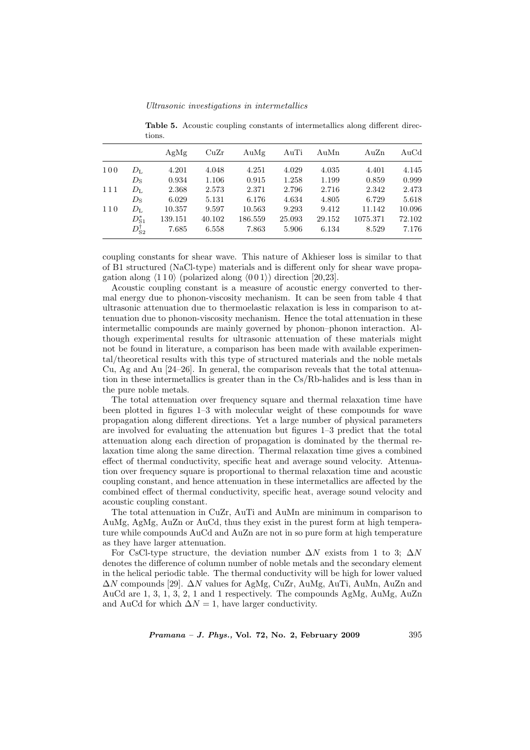**Table 5.** Acoustic coupling constants of intermetallics along different directions.

| | | AgMg | CuZr | AuMg | AuTi | AuMn | AuZn | AuCd |
|---|---|---|---|---|---|---|---|---|
| 100 | $D_L$ | 4.201 | 4.048 | 4.251 | 4.029 | 4.035 | 4.401 | 4.145 |
| | $D_S$ | 0.934 | 1.106 | 0.915 | 1.258 | 1.199 | 0.859 | 0.999 |
| 111 | $D_L$ | 2.368 | 2.573 | 2.371 | 2.796 | 2.716 | 2.342 | 2.473 |
| | $D_S$ | 6.029 | 5.131 | 6.176 | 4.634 | 4.805 | 6.729 | 5.618 |
| 110 | $D_L$ | 10.357 | 9.597 | 10.563 | 9.293 | 9.412 | 11.142 | 10.096 |
| | $D_{S1}^{*}$ | 139.151 | 40.102 | 186.559 | 25.093 | 29.152 | 1075.371 | 72.102 |
| | $D_{S2}^{\dagger}$ | 7.685 | 6.558 | 7.863 | 5.906 | 6.134 | 8.529 | 7.176 |

coupling constants for shear wave. This nature of Akhieser loss is similar to that of B1 structured (NaCl-type) materials and is different only for shear wave propagation along $\langle 1\,1\,0\rangle$ (polarized along $\langle 0\,0\,1\rangle$) direction [20,23].

Acoustic coupling constant is a measure of acoustic energy converted to thermal energy due to phonon-viscosity mechanism. It can be seen from table 4 that ultrasonic attenuation due to thermoelastic relaxation is less in comparison to attenuation due to phonon-viscosity mechanism. Hence the total attenuation in these intermetallic compounds are mainly governed by phonon–phonon interaction. Although experimental results for ultrasonic attenuation of these materials might not be found in literature, a comparison has been made with available experimental/theoretical results with this type of structured materials and the noble metals Cu, Ag and Au [24–26]. In general, the comparison reveals that the total attenuation in these intermetallics is greater than in the Cs/Rb-halides and is less than in the pure noble metals.

The total attenuation over frequency square and thermal relaxation time have been plotted in figures 1–3 with molecular weight of these compounds for wave propagation along different directions. Yet a large number of physical parameters are involved for evaluating the attenuation but figures 1–3 predict that the total attenuation along each direction of propagation is dominated by the thermal relaxation time along the same direction. Thermal relaxation time gives a combined effect of thermal conductivity, specific heat and average sound velocity. Attenuation over frequency square is proportional to thermal relaxation time and acoustic coupling constant, and hence attenuation in these intermetallics are affected by the combined effect of thermal conductivity, specific heat, average sound velocity and acoustic coupling constant.

The total attenuation in CuZr, AuTi and AuMn are minimum in comparison to AuMg, AgMg, AuZn or AuCd, thus they exist in the purest form at high temperature while compounds AuCd and AuZn are not in so pure form at high temperature as they have larger attenuation.

For CsCl-type structure, the deviation number $\Delta N$ exists from 1 to 3; $\Delta N$ denotes the difference of column number of noble metals and the secondary element in the helical periodic table. The thermal conductivity will be high for lower valued $\Delta N$ compounds [29]. $\Delta N$ values for AgMg, CuZr, AuMg, AuTi, AuMn, AuZn and AuCd are 1, 3, 1, 3, 2, 1 and 1 respectively. The compounds AgMg, AuMg, AuZn and AuCd for which $\Delta N = 1$, have larger conductivity.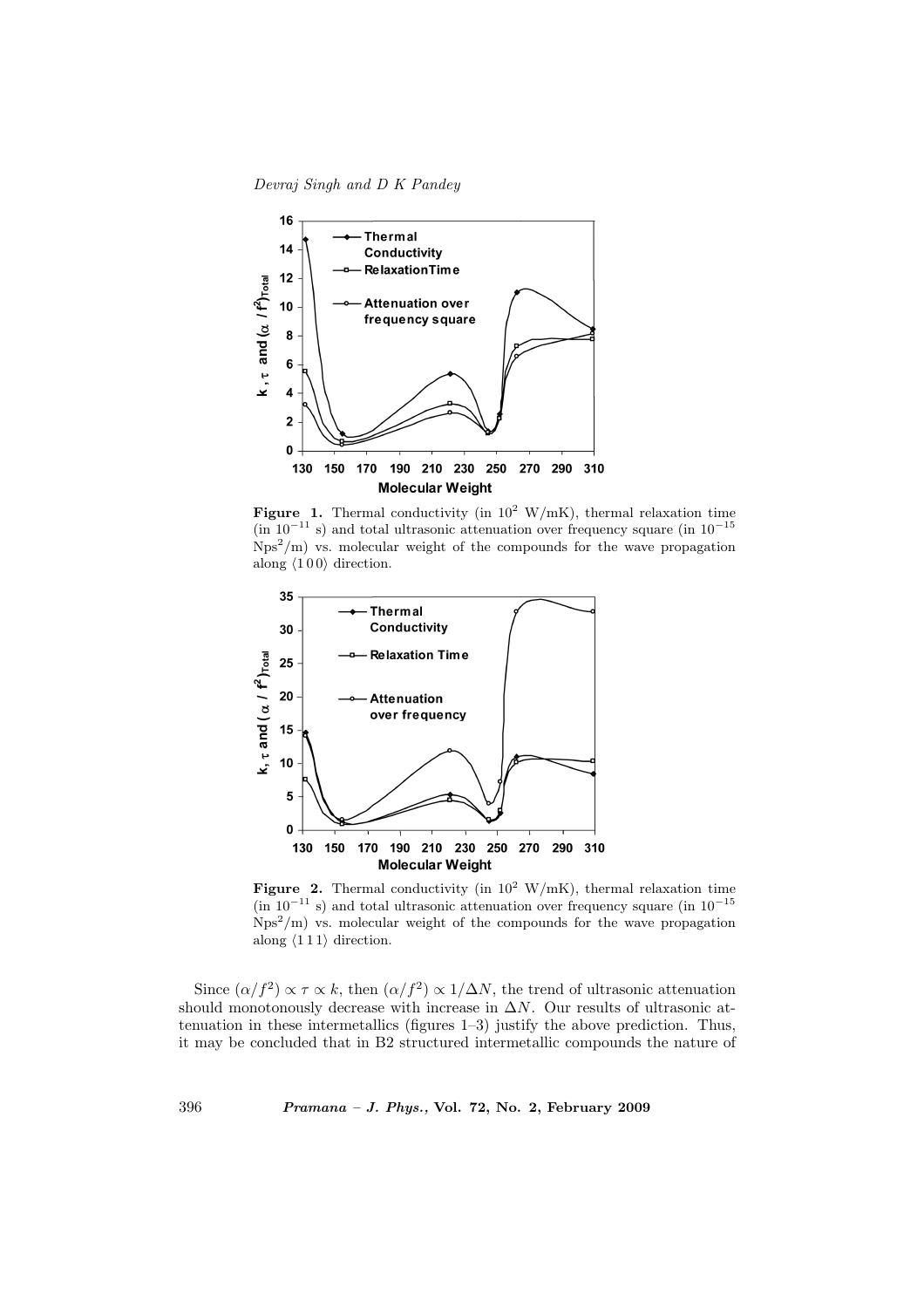**Figure 1.** Thermal conductivity (in $10^2$ W/mK), thermal relaxation time (in $10^{-11}$ s) and total ultrasonic attenuation over frequency square (in $10^{-15}$ Nps$^2$/m) vs. molecular weight of the compounds for the wave propagation along $\langle 1\,0\,0 \rangle$ direction.

**Figure 2.** Thermal conductivity (in $10^2$ W/mK), thermal relaxation time (in $10^{-11}$ s) and total ultrasonic attenuation over frequency square (in $10^{-15}$ Nps$^2$/m) vs. molecular weight of the compounds for the wave propagation along $\langle 1\,1\,1 \rangle$ direction.

Since $(\alpha/f^2) \propto \tau \propto k$, then $(\alpha/f^2) \propto 1/\Delta N$, the trend of ultrasonic attenuation should monotonously decrease with increase in $\Delta N$. Our results of ultrasonic attenuation in these intermetallics (figures 1–3) justify the above prediction. Thus, it may be concluded that in B2 structured intermetallic compounds the nature of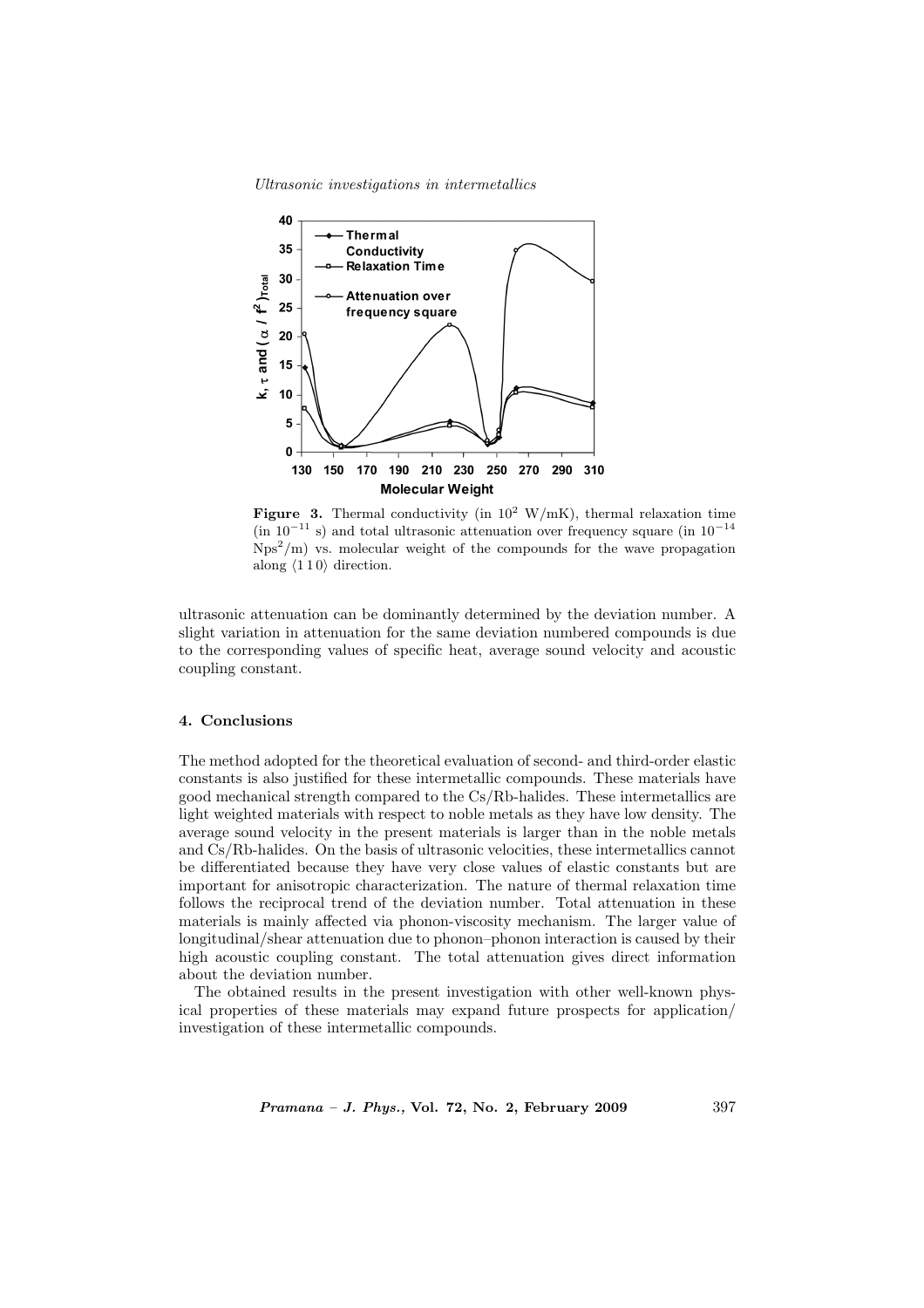**Figure 3.** Thermal conductivity (in $10^2$ W/mK), thermal relaxation time (in $10^{-11}$ s) and total ultrasonic attenuation over frequency square (in $10^{-14}$ Nps$^2$/m) vs. molecular weight of the compounds for the wave propagation along $\langle 1\,1\,0 \rangle$ direction.

ultrasonic attenuation can be dominantly determined by the deviation number. A slight variation in attenuation for the same deviation numbered compounds is due to the corresponding values of specific heat, average sound velocity and acoustic coupling constant.

## 4. Conclusions

The method adopted for the theoretical evaluation of second- and third-order elastic constants is also justified for these intermetallic compounds. These materials have good mechanical strength compared to the Cs/Rb-halides. These intermetallics are light weighted materials with respect to noble metals as they have low density. The average sound velocity in the present materials is larger than in the noble metals and Cs/Rb-halides. On the basis of ultrasonic velocities, these intermetallics cannot be differentiated because they have very close values of elastic constants but are important for anisotropic characterization. The nature of thermal relaxation time follows the reciprocal trend of the deviation number. Total attenuation in these materials is mainly affected via phonon-viscosity mechanism. The larger value of longitudinal/shear attenuation due to phonon–phonon interaction is caused by their high acoustic coupling constant. The total attenuation gives direct information about the deviation number.

The obtained results in the present investigation with other well-known physical properties of these materials may expand future prospects for application/ investigation of these intermetallic compounds.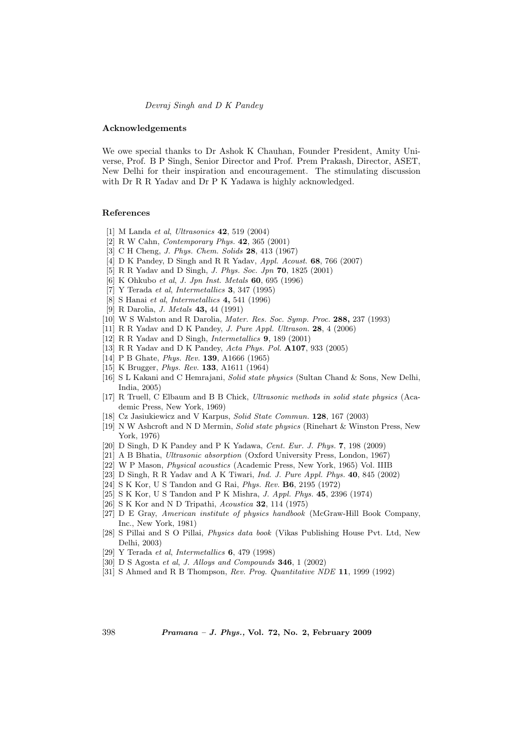## Acknowledgements

We owe special thanks to Dr Ashok K Chauhan, Founder President, Amity Universe, Prof. B P Singh, Senior Director and Prof. Prem Prakash, Director, ASET, New Delhi for their inspiration and encouragement. The stimulating discussion with Dr R R Yadav and Dr P K Yadawa is highly acknowledged.

## References

[1] M Landa *et al*, *Ultrasonics* **42**, 519 (2004)
[2] R W Cahn, *Contemporary Phys.* **42**, 365 (2001)
[3] C H Cheng, *J. Phys. Chem. Solids* **28**, 413 (1967)
[4] D K Pandey, D Singh and R R Yadav, *Appl. Acoust.* **68**, 766 (2007)
[5] R R Yadav and D Singh, *J. Phys. Soc. Jpn* **70**, 1825 (2001)
[6] K Ohkubo *et al*, *J. Jpn Inst. Metals* **60**, 695 (1996)
[7] Y Terada *et al*, *Intermetallics* **3**, 347 (1995)
[8] S Hanai *et al*, *Intermetallics* **4,** 541 (1996)
[9] R Darolia, *J. Metals* **43,** 44 (1991)
[10] W S Walston and R Darolia, *Mater. Res. Soc. Symp. Proc.* **288,** 237 (1993)
[11] R R Yadav and D K Pandey, *J. Pure Appl. Ultrason.* **28**, 4 (2006)
[12] R R Yadav and D Singh, *Intermetallics* **9**, 189 (2001)
[13] R R Yadav and D K Pandey, *Acta Phys. Pol.* **A107**, 933 (2005)
[14] P B Ghate, *Phys. Rev.* **139**, A1666 (1965)
[15] K Brugger, *Phys. Rev.* **133**, A1611 (1964)
[16] S L Kakani and C Hemrajani, *Solid state physics* (Sultan Chand & Sons, New Delhi, India, 2005)
[17] R Truell, C Elbaum and B B Chick, *Ultrasonic methods in solid state physics* (Academic Press, New York, 1969)
[18] Cz Jasiukiewicz and V Karpus, *Solid State Commun.* **128**, 167 (2003)
[19] N W Ashcroft and N D Mermin, *Solid state physics* (Rinehart & Winston Press, New York, 1976)
[20] D Singh, D K Pandey and P K Yadawa, *Cent. Eur. J. Phys.* **7**, 198 (2009)
[21] A B Bhatia, *Ultrasonic absorption* (Oxford University Press, London, 1967)
[22] W P Mason, *Physical acoustics* (Academic Press, New York, 1965) Vol. IIIB
[23] D Singh, R R Yadav and A K Tiwari, *Ind. J. Pure Appl. Phys.* **40**, 845 (2002)
[24] S K Kor, U S Tandon and G Rai, *Phys. Rev.* **B6**, 2195 (1972)
[25] S K Kor, U S Tandon and P K Mishra, *J. Appl. Phys.* **45**, 2396 (1974)
[26] S K Kor and N D Tripathi, *Acoustica* **32**, 114 (1975)
[27] D E Gray, *American institute of physics handbook* (McGraw-Hill Book Company, Inc., New York, 1981)
[28] S Pillai and S O Pillai, *Physics data book* (Vikas Publishing House Pvt. Ltd, New Delhi, 2003)
[29] Y Terada *et al*, *Intermetallics* **6**, 479 (1998)
[30] D S Agosta *et al*, *J. Alloys and Compounds* **346**, 1 (2002)
[31] S Ahmed and R B Thompson, *Rev. Prog. Quantitative NDE* **11**, 1999 (1992)